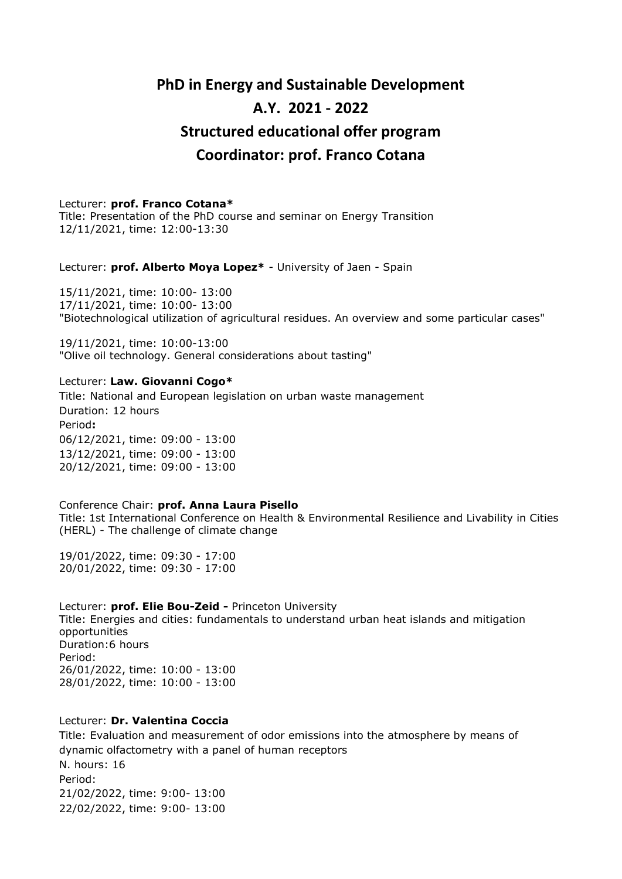# PhD in Energy and Sustainable Development
# A.Y. 2021 - 2022
# Structured educational offer program
# Coordinator: prof. Franco Cotana

Lecturer: **prof. Franco Cotana***
Title: Presentation of the PhD course and seminar on Energy Transition
12/11/2021, time: 12:00-13:30

Lecturer: **prof. Alberto Moya Lopez*** - University of Jaen - Spain

15/11/2021, time: 10:00- 13:00
17/11/2021, time: 10:00- 13:00
"Biotechnological utilization of agricultural residues. An overview and some particular cases"

19/11/2021, time: 10:00-13:00
"Olive oil technology. General considerations about tasting"

Lecturer: **Law. Giovanni Cogo***
Title: National and European legislation on urban waste management
Duration: 12 hours
Period**:**
06/12/2021, time: 09:00 - 13:00
13/12/2021, time: 09:00 - 13:00
20/12/2021, time: 09:00 - 13:00

Conference Chair: **prof. Anna Laura Pisello**
Title: 1st International Conference on Health & Environmental Resilience and Livability in Cities (HERL) - The challenge of climate change

19/01/2022, time: 09:30 - 17:00
20/01/2022, time: 09:30 - 17:00

Lecturer: **prof. Elie Bou-Zeid -** Princeton University
Title: Energies and cities: fundamentals to understand urban heat islands and mitigation opportunities
Duration:6 hours
Period:
26/01/2022, time: 10:00 - 13:00
28/01/2022, time: 10:00 - 13:00

Lecturer: **Dr. Valentina Coccia**
Title: Evaluation and measurement of odor emissions into the atmosphere by means of dynamic olfactometry with a panel of human receptors
N. hours: 16
Period:
21/02/2022, time: 9:00- 13:00
22/02/2022, time: 9:00- 13:00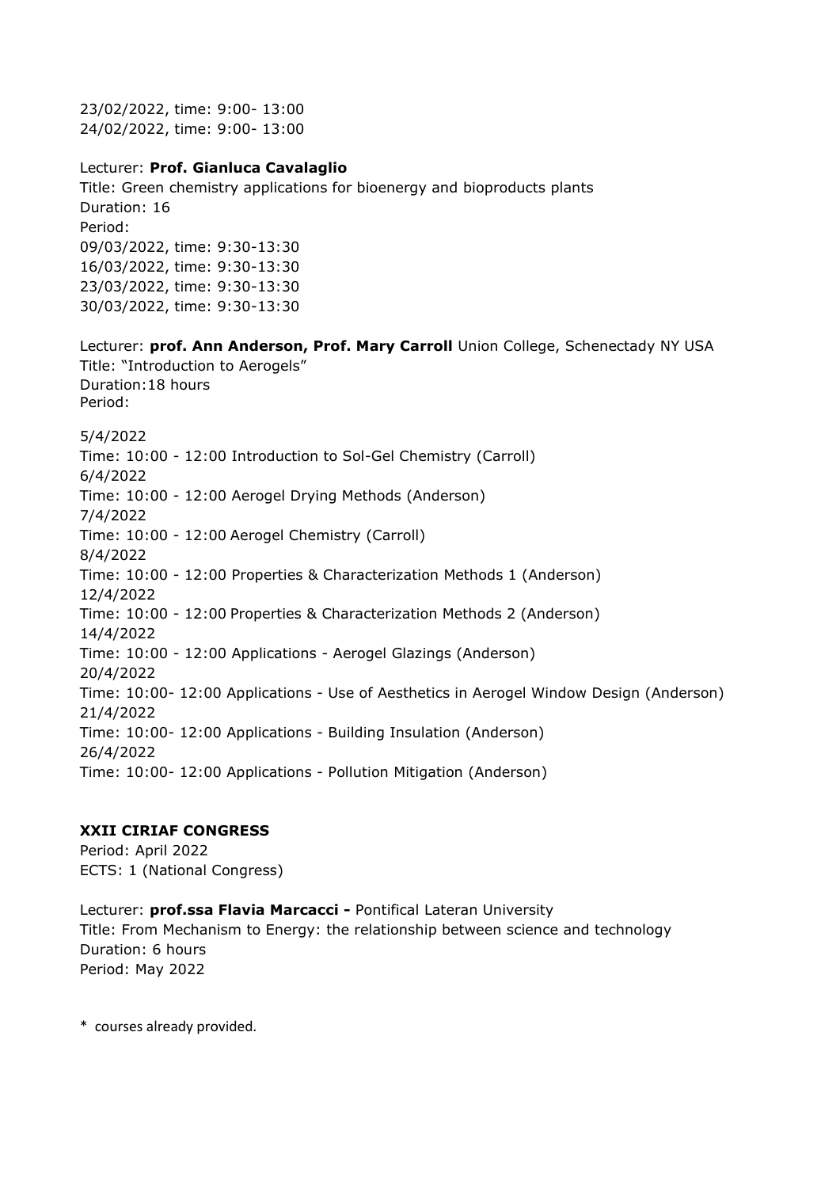23/02/2022, time: 9:00- 13:00
24/02/2022, time: 9:00- 13:00

Lecturer: **Prof. Gianluca Cavalaglio**
Title: Green chemistry applications for bioenergy and bioproducts plants
Duration: 16
Period:
09/03/2022, time: 9:30-13:30
16/03/2022, time: 9:30-13:30
23/03/2022, time: 9:30-13:30
30/03/2022, time: 9:30-13:30

Lecturer: **prof. Ann Anderson, Prof. Mary Carroll** Union College, Schenectady NY USA
Title: "Introduction to Aerogels"
Duration:18 hours
Period:

5/4/2022
Time: 10:00 - 12:00 Introduction to Sol-Gel Chemistry (Carroll)
6/4/2022
Time: 10:00 - 12:00 Aerogel Drying Methods (Anderson)
7/4/2022
Time: 10:00 - 12:00 Aerogel Chemistry (Carroll)
8/4/2022
Time: 10:00 - 12:00 Properties & Characterization Methods 1 (Anderson)
12/4/2022
Time: 10:00 - 12:00 Properties & Characterization Methods 2 (Anderson)
14/4/2022
Time: 10:00 - 12:00 Applications - Aerogel Glazings (Anderson)
20/4/2022
Time: 10:00- 12:00 Applications - Use of Aesthetics in Aerogel Window Design (Anderson)
21/4/2022
Time: 10:00- 12:00 Applications - Building Insulation (Anderson)
26/4/2022
Time: 10:00- 12:00 Applications - Pollution Mitigation (Anderson)

**XXII CIRIAF CONGRESS**
Period: April 2022
ECTS: 1 (National Congress)

Lecturer: **prof.ssa Flavia Marcacci -** Pontifical Lateran University
Title: From Mechanism to Energy: the relationship between science and technology
Duration: 6 hours
Period: May 2022

* courses already provided.